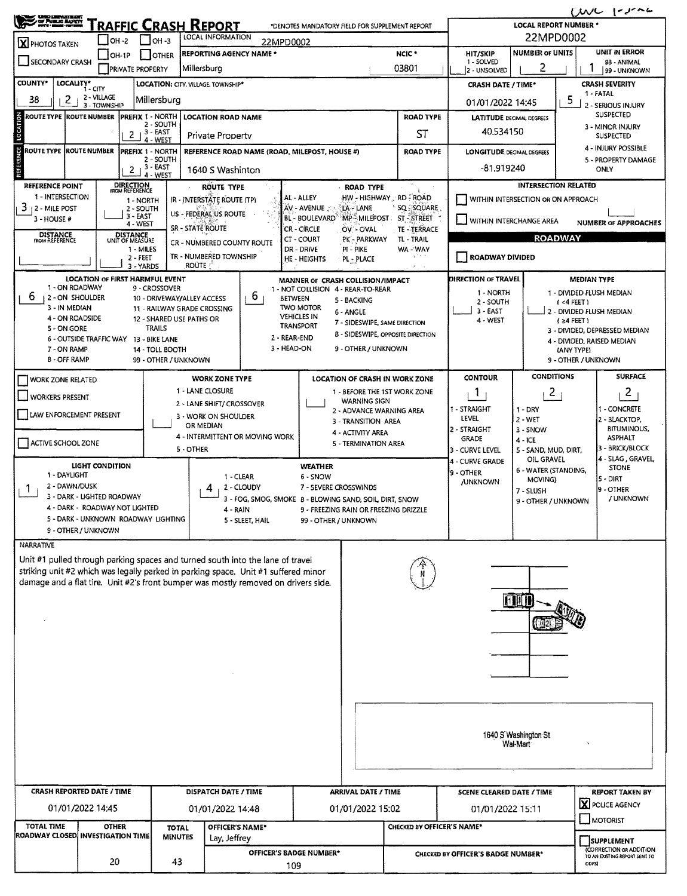# TRAFFIC CRASH REPORT

OHIO DEPARTMENT OF PUBLIC SAFETY

*DENOTES MANDATORY FIELD FOR SUPPLEMENT REPORT

| | |
|---|---|
| LOCAL REPORT NUMBER * | 22MPD0002 |
| [X] PHOTOS TAKEN | [ ] OH-2 [ ] OH-3 [ ] OH-1P [ ] OTHER |
| [ ] SECONDARY CRASH | [ ] PRIVATE PROPERTY |
| LOCAL INFORMATION | 22MPD0002 |
| REPORTING AGENCY NAME * | Millersburg |
| NCIC * | 03801 |
| HIT/SKIP (1 - SOLVED, 2 - UNSOLVED) | |
| NUMBER OF UNITS | 2 |
| UNIT IN ERROR (98 - ANIMAL, 99 - UNKNOWN) | 1 |
| COUNTY* | 38 |
| LOCALITY* (1 - CITY, 2 - VILLAGE, 3 - TOWNSHIP) | 2 |
| LOCATION: CITY, VILLAGE, TOWNSHIP* | Millersburg |
| CRASH DATE / TIME* | 01/01/2022 14:45 |
| CRASH SEVERITY (1 - FATAL, 2 - SERIOUS INJURY SUSPECTED, 3 - MINOR INJURY SUSPECTED, 4 - INJURY POSSIBLE, 5 - PROPERTY DAMAGE ONLY) | 5 |

## Location

| ROUTE TYPE | ROUTE NUMBER | PREFIX (1 - NORTH, 2 - SOUTH, 3 - EAST, 4 - WEST) | LOCATION ROAD NAME | ROAD TYPE |
|---|---|---|---|---|
| | | 2 | Private Property | ST |

LATITUDE DECIMAL DEGREES: 40.534150

## Reference

| ROUTE TYPE | ROUTE NUMBER | PREFIX (1 - NORTH, 2 - SOUTH, 3 - EAST, 4 - WEST) | REFERENCE ROAD NAME (ROAD, MILEPOST, HOUSE #) | ROAD TYPE |
|---|---|---|---|---|
| | | 2 | 1640 S Washinton | |

LONGITUDE DECIMAL DEGREES: -81.919240

REFERENCE POINT (1 - INTERSECTION, 2 - MILE POST, 3 - HOUSE #): 3

DIRECTION FROM REFERENCE (1 - NORTH, 2 - SOUTH, 3 - EAST, 4 - WEST):

DISTANCE FROM REFERENCE:

DISTANCE UNIT OF MEASURE (1 - MILES, 2 - FEET, 3 - YARDS):

ROUTE TYPE: IR - INTERSTATE ROUTE (TP), US - FEDERAL US ROUTE, SR - STATE ROUTE, CR - NUMBERED COUNTY ROUTE, TR - NUMBERED TOWNSHIP ROUTE

ROAD TYPE: AL - ALLEY, AV - AVENUE, BL - BOULEVARD, CR - CIRCLE, CT - COURT, DR - DRIVE, HE - HEIGHTS, HW - HIGHWAY, LA - LANE, MP - MILEPOST, OV - OVAL, PK - PARKWAY, PI - PIKE, PL - PLACE, RD - ROAD, SQ - SQUARE, ST - STREET, TE - TERRACE, TL - TRAIL, WA - WAY

## Intersection Related

[ ] WITHIN INTERSECTION OR ON APPROACH

[ ] WITHIN INTERCHANGE AREA

NUMBER OF APPROACHES:

## Roadway

[ ] ROADWAY DIVIDED

LOCATION OF FIRST HARMFUL EVENT: 6

1 - ON ROADWAY, 2 - ON SHOULDER, 3 - IN MEDIAN, 4 - ON ROADSIDE, 5 - ON GORE, 6 - OUTSIDE TRAFFIC WAY, 7 - ON RAMP, 8 - OFF RAMP, 9 - CROSSOVER, 10 - DRIVEWAY/ALLEY ACCESS, 11 - RAILWAY GRADE CROSSING, 12 - SHARED USE PATHS OR TRAILS, 13 - BIKE LANE, 14 - TOLL BOOTH, 99 - OTHER / UNKNOWN

MANNER OF CRASH COLLISION/IMPACT: 6

1 - NOT COLLISION BETWEEN TWO MOTOR VEHICLES IN TRANSPORT, 2 - REAR-END, 3 - HEAD-ON, 4 - REAR-TO-REAR, 5 - BACKING, 6 - ANGLE, 7 - SIDESWIPE, SAME DIRECTION, 8 - SIDESWIPE, OPPOSITE DIRECTION, 9 - OTHER / UNKNOWN

DIRECTION OF TRAVEL (1 - NORTH, 2 - SOUTH, 3 - EAST, 4 - WEST):

MEDIAN TYPE: 1 - DIVIDED FLUSH MEDIAN (<4 FEET), 2 - DIVIDED FLUSH MEDIAN (≥4 FEET), 3 - DIVIDED, DEPRESSED MEDIAN, 4 - DIVIDED, RAISED MEDIAN (ANY TYPE), 9 - OTHER / UNKNOWN

## Work Zone

[ ] WORK ZONE RELATED

[ ] WORKERS PRESENT

[ ] LAW ENFORCEMENT PRESENT

[ ] ACTIVE SCHOOL ZONE

WORK ZONE TYPE: 1 - LANE CLOSURE, 2 - LANE SHIFT/ CROSSOVER, 3 - WORK ON SHOULDER OR MEDIAN, 4 - INTERMITTENT OR MOVING WORK, 5 - OTHER

LOCATION OF CRASH IN WORK ZONE: 1 - BEFORE THE 1ST WORK ZONE WARNING SIGN, 2 - ADVANCE WARNING AREA, 3 - TRANSITION AREA, 4 - ACTIVITY AREA, 5 - TERMINATION AREA

| CONTOUR | CONDITIONS | SURFACE |
|---|---|---|
| 1 | 2 | 2 |

CONTOUR: 1 - STRAIGHT LEVEL, 2 - STRAIGHT GRADE, 3 - CURVE LEVEL, 4 - CURVE GRADE, 9 - OTHER /UNKNOWN

CONDITIONS: 1 - DRY, 2 - WET, 3 - SNOW, 4 - ICE, 5 - SAND, MUD, DIRT, OIL, GRAVEL, 6 - WATER (STANDING, MOVING), 7 - SLUSH, 9 - OTHER / UNKNOWN

SURFACE: 1 - CONCRETE, 2 - BLACKTOP, BITUMINOUS, ASPHALT, 3 - BRICK/BLOCK, 4 - SLAG, GRAVEL, STONE, 5 - DIRT, 9 - OTHER / UNKNOWN

LIGHT CONDITION: 1

1 - DAYLIGHT, 2 - DAWN/DUSK, 3 - DARK - LIGHTED ROADWAY, 4 - DARK - ROADWAY NOT LIGHTED, 5 - DARK - UNKNOWN ROADWAY LIGHTING, 9 - OTHER / UNKNOWN

WEATHER: 4

1 - CLEAR, 2 - CLOUDY, 3 - FOG, SMOG, SMOKE, 4 - RAIN, 5 - SLEET, HAIL, 6 - SNOW, 7 - SEVERE CROSSWINDS, 8 - BLOWING SAND, SOIL, DIRT, SNOW, 9 - FREEZING RAIN OR FREEZING DRIZZLE, 99 - OTHER / UNKNOWN

## Narrative

Unit #1 pulled through parking spaces and turned south into the lane of travel striking unit #2 which was legally parked in parking space. Unit #1 suffered minor damage and a flat tire. Unit #2's front bumper was mostly removed on drivers side.

1640 S Washington St
Wal-Mart

| CRASH REPORTED DATE / TIME | DISPATCH DATE / TIME | ARRIVAL DATE / TIME | SCENE CLEARED DATE / TIME | REPORT TAKEN BY |
|---|---|---|---|---|
| 01/01/2022 14:45 | 01/01/2022 14:48 | 01/01/2022 15:02 | 01/01/2022 15:11 | [X] POLICE AGENCY [ ] MOTORIST |

| TOTAL TIME ROADWAY CLOSED | OTHER INVESTIGATION TIME | TOTAL MINUTES | OFFICER'S NAME* | CHECKED BY OFFICER'S NAME* |
|---|---|---|---|---|
| | 20 | 43 | Lay, Jeffrey | |

OFFICER'S BADGE NUMBER*: 109

CHECKED BY OFFICER'S BADGE NUMBER*:

[ ] SUPPLEMENT (CORRECTION OR ADDITION TO AN EXISTING REPORT SENT TO ODPS)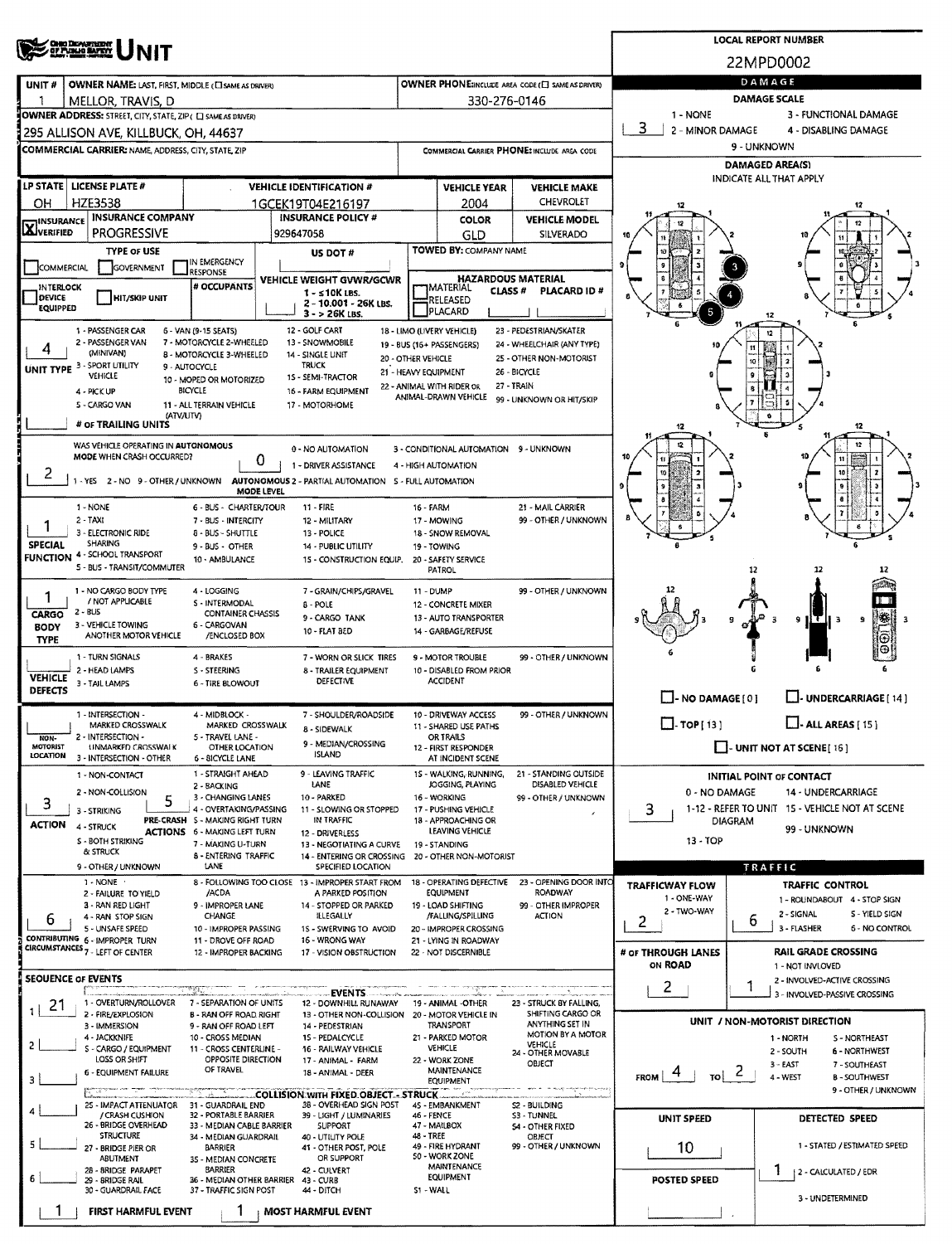# UNIT

**LOCAL REPORT NUMBER:** 22MPD0002

| UNIT # | OWNER NAME: LAST, FIRST, MIDDLE | OWNER PHONE |
|---|---|---|
| 1 | MELLOR, TRAVIS, D | 330-276-0146 |

**OWNER ADDRESS:** 295 ALLISON AVE, KILLBUCK, OH, 44637

**COMMERCIAL CARRIER:** NAME, ADDRESS, CITY, STATE, ZIP

**COMMERCIAL CARRIER PHONE:**

| LP STATE | LICENSE PLATE # | VEHICLE IDENTIFICATION # | VEHICLE YEAR | VEHICLE MAKE |
|---|---|---|---|---|
| OH | HZE3538 | 1GCEK19T04E216197 | 2004 | CHEVROLET |

| INSURANCE VERIFIED | INSURANCE COMPANY | INSURANCE POLICY # | COLOR | VEHICLE MODEL |
|---|---|---|---|---|
| X | PROGRESSIVE | 929647058 | GLD | SILVERADO |

**TYPE OF USE:** COMMERCIAL / GOVERNMENT / IN EMERGENCY RESPONSE

**US DOT #:**

**TOWED BY:** COMPANY NAME

**INTERLOCK DEVICE EQUIPPED** / HIT/SKIP UNIT

**# OCCUPANTS:**

**VEHICLE WEIGHT GVWR/GCWR:** 1 - ≤10K LBS. 2 - 10.001 - 26K LBS. 3 - > 26K LBS.

**HAZARDOUS MATERIAL:** MATERIAL RELEASED / PLACARD — CLASS # — PLACARD ID #

**UNIT TYPE:** 4

1 - PASSENGER CAR, 2 - PASSENGER VAN (MINIVAN), 3 - SPORT UTILITY VEHICLE, 4 - PICK UP, 5 - CARGO VAN, 6 - VAN (9-15 SEATS), 7 - MOTORCYCLE 2-WHEELED, 8 - MOTORCYCLE 3-WHEELED, 9 - AUTOCYCLE, 10 - MOPED OR MOTORIZED BICYCLE, 11 - ALL TERRAIN VEHICLE (ATV/UTV), 12 - GOLF CART, 13 - SNOWMOBILE, 14 - SINGLE UNIT TRUCK, 15 - SEMI-TRACTOR, 16 - FARM EQUIPMENT, 17 - MOTORHOME, 18 - LIMO (LIVERY VEHICLE), 19 - BUS (16+ PASSENGERS), 20 - OTHER VEHICLE, 21 - HEAVY EQUIPMENT, 22 - ANIMAL WITH RIDER OR ANIMAL-DRAWN VEHICLE, 23 - PEDESTRIAN/SKATER, 24 - WHEELCHAIR (ANY TYPE), 25 - OTHER NON-MOTORIST, 26 - BICYCLE, 27 - TRAIN, 99 - UNKNOWN OR HIT/SKIP

**# OF TRAILING UNITS:**

**WAS VEHICLE OPERATING IN AUTONOMOUS MODE WHEN CRASH OCCURRED?** 2

1 - YES 2 - NO 9 - OTHER / UNKNOWN

**AUTONOMOUS MODE LEVEL:** 0

0 - NO AUTOMATION, 1 - DRIVER ASSISTANCE, 2 - PARTIAL AUTOMATION, 3 - CONDITIONAL AUTOMATION, 4 - HIGH AUTOMATION, 5 - FULL AUTOMATION, 9 - UNKNOWN

**SPECIAL FUNCTION:** 1

1 - NONE, 2 - TAXI, 3 - ELECTRONIC RIDE SHARING, 4 - SCHOOL TRANSPORT, 5 - BUS - TRANSIT/COMMUTER, 6 - BUS - CHARTER/TOUR, 7 - BUS - INTERCITY, 8 - BUS - SHUTTLE, 9 - BUS - OTHER, 10 - AMBULANCE, 11 - FIRE, 12 - MILITARY, 13 - POLICE, 14 - PUBLIC UTILITY, 15 - CONSTRUCTION EQUIP., 16 - FARM, 17 - MOWING, 18 - SNOW REMOVAL, 19 - TOWING, 20 - SAFETY SERVICE PATROL, 21 - MAIL CARRIER, 99 - OTHER / UNKNOWN

**CARGO BODY TYPE:** 1

1 - NO CARGO BODY TYPE / NOT APPLICABLE, 2 - BUS, 3 - VEHICLE TOWING ANOTHER MOTOR VEHICLE, 4 - LOGGING, 5 - INTERMODAL CONTAINER CHASSIS, 6 - CARGOVAN /ENCLOSED BOX, 7 - GRAIN/CHIPS/GRAVEL, 8 - POLE, 9 - CARGO TANK, 10 - FLAT BED, 11 - DUMP, 12 - CONCRETE MIXER, 13 - AUTO TRANSPORTER, 14 - GARBAGE/REFUSE, 99 - OTHER / UNKNOWN

**VEHICLE DEFECTS:**

1 - TURN SIGNALS, 2 - HEAD LAMPS, 3 - TAIL LAMPS, 4 - BRAKES, 5 - STEERING, 6 - TIRE BLOWOUT, 7 - WORN OR SLICK TIRES, 8 - TRAILER EQUIPMENT DEFECTIVE, 9 - MOTOR TROUBLE, 10 - DISABLED FROM PRIOR ACCIDENT, 99 - OTHER / UNKNOWN

**NON-MOTORIST LOCATION:**

1 - INTERSECTION - MARKED CROSSWALK, 2 - INTERSECTION - UNMARKED CROSSWALK, 3 - INTERSECTION - OTHER, 4 - MIDBLOCK - MARKED CROSSWALK, 5 - TRAVEL LANE - OTHER LOCATION, 6 - BICYCLE LANE, 7 - SHOULDER/ROADSIDE, 8 - SIDEWALK, 9 - MEDIAN/CROSSING ISLAND, 10 - DRIVEWAY ACCESS, 11 - SHARED USE PATHS OR TRAILS, 12 - FIRST RESPONDER AT INCIDENT SCENE, 99 - OTHER / UNKNOWN

**ACTION:** 3

1 - NON-CONTACT, 2 - NON-COLLISION, 3 - STRIKING, 4 - STRUCK, 5 - BOTH STRIKING & STRUCK, 9 - OTHER / UNKNOWN

**PRE-CRASH ACTIONS:** 5

1 - STRAIGHT AHEAD, 2 - BACKING, 3 - CHANGING LANES, 4 - OVERTAKING/PASSING, 5 - MAKING RIGHT TURN, 6 - MAKING LEFT TURN, 7 - MAKING U-TURN, 8 - ENTERING TRAFFIC LANE, 9 - LEAVING TRAFFIC LANE, 10 - PARKED, 11 - SLOWING OR STOPPED IN TRAFFIC, 12 - DRIVERLESS, 13 - NEGOTIATING A CURVE, 14 - ENTERING OR CROSSING SPECIFIED LOCATION, 15 - WALKING, RUNNING, JOGGING, PLAYING, 16 - WORKING, 17 - PUSHING VEHICLE, 18 - APPROACHING OR LEAVING VEHICLE, 19 - STANDING, 20 - OTHER NON-MOTORIST, 21 - STANDING OUTSIDE DISABLED VEHICLE, 99 - OTHER / UNKNOWN

**CONTRIBUTING CIRCUMSTANCES:** 6

1 - NONE, 2 - FAILURE TO YIELD, 3 - RAN RED LIGHT, 4 - RAN STOP SIGN, 5 - UNSAFE SPEED, 6 - IMPROPER TURN, 7 - LEFT OF CENTER, 8 - FOLLOWING TOO CLOSE /ACDA, 9 - IMPROPER LANE CHANGE, 10 - IMPROPER PASSING, 11 - DROVE OFF ROAD, 12 - IMPROPER BACKING, 13 - IMPROPER START FROM A PARKED POSITION, 14 - STOPPED OR PARKED ILLEGALLY, 15 - SWERVING TO AVOID, 16 - WRONG WAY, 17 - VISION OBSTRUCTION, 18 - OPERATING DEFECTIVE EQUIPMENT, 19 - LOAD SHIFTING /FALLING/SPILLING, 20 - IMPROPER CROSSING, 21 - LYING IN ROADWAY, 22 - NOT DISCERNIBLE, 23 - OPENING DOOR INTO ROADWAY, 99 - OTHER IMPROPER ACTION

## SEQUENCE OF EVENTS

| # | Event |
|---|---|
| 1 | 21 |
| 2 | |
| 3 | |
| 4 | |
| 5 | |
| 6 | |

**EVENTS:** 1 - OVERTURN/ROLLOVER, 2 - FIRE/EXPLOSION, 3 - IMMERSION, 4 - JACKKNIFE, 5 - CARGO / EQUIPMENT LOSS OR SHIFT, 6 - EQUIPMENT FAILURE, 7 - SEPARATION OF UNITS, 8 - RAN OFF ROAD RIGHT, 9 - RAN OFF ROAD LEFT, 10 - CROSS MEDIAN, 11 - CROSS CENTERLINE - OPPOSITE DIRECTION OF TRAVEL, 12 - DOWNHILL RUNAWAY, 13 - OTHER NON-COLLISION, 14 - PEDESTRIAN, 15 - PEDALCYCLE, 16 - RAILWAY VEHICLE, 17 - ANIMAL - FARM, 18 - ANIMAL - DEER, 19 - ANIMAL -OTHER, 20 - MOTOR VEHICLE IN TRANSPORT, 21 - PARKED MOTOR VEHICLE, 22 - WORK ZONE MAINTENANCE EQUIPMENT, 23 - STRUCK BY FALLING, SHIFTING CARGO OR ANYTHING SET IN MOTION BY A MOTOR VEHICLE, 24 - OTHER MOVABLE OBJECT

**COLLISION WITH FIXED OBJECT - STRUCK:** 25 - IMPACT ATTENUATOR / CRASH CUSHION, 26 - BRIDGE OVERHEAD STRUCTURE, 27 - BRIDGE PIER OR ABUTMENT, 28 - BRIDGE PARAPET, 29 - BRIDGE RAIL, 30 - GUARDRAIL FACE, 31 - GUARDRAIL END, 32 - PORTABLE BARRIER, 33 - MEDIAN CABLE BARRIER, 34 - MEDIAN GUARDRAIL BARRIER, 35 - MEDIAN CONCRETE BARRIER, 36 - MEDIAN OTHER BARRIER, 37 - TRAFFIC SIGN POST, 38 - OVERHEAD SIGN POST, 39 - LIGHT / LUMINARIES SUPPORT, 40 - UTILITY POLE, 41 - OTHER POST, POLE OR SUPPORT, 42 - CULVERT, 43 - CURB, 44 - DITCH, 45 - EMBANKMENT, 46 - FENCE, 47 - MAILBOX, 48 - TREE, 49 - FIRE HYDRANT, 50 - WORK ZONE MAINTENANCE EQUIPMENT, 51 - WALL, 52 - BUILDING, 53 - TUNNEL, 54 - OTHER FIXED OBJECT, 99 - OTHER / UNKNOWN

**FIRST HARMFUL EVENT:** 1

**MOST HARMFUL EVENT:** 1

## DAMAGE

**DAMAGE SCALE:** 3

1 - NONE, 2 - MINOR DAMAGE, 3 - FUNCTIONAL DAMAGE, 4 - DISABLING DAMAGE, 9 - UNKNOWN

**DAMAGED AREA(S)** (INDICATE ALL THAT APPLY): 3, 4, 5

NO DAMAGE [ 0 ] / UNDERCARRIAGE [ 14 ] / TOP [ 13 ] / ALL AREAS [ 15 ] / UNIT NOT AT SCENE [ 16 ]

**INITIAL POINT OF CONTACT:** 3

0 - NO DAMAGE, 1-12 - REFER TO UNIT DIAGRAM, 13 - TOP, 14 - UNDERCARRIAGE, 15 - VEHICLE NOT AT SCENE, 99 - UNKNOWN

## TRAFFIC

**TRAFFICWAY FLOW:** 2

1 - ONE-WAY, 2 - TWO-WAY

**TRAFFIC CONTROL:** 6

1 - ROUNDABOUT, 2 - SIGNAL, 3 - FLASHER, 4 - STOP SIGN, 5 - YIELD SIGN, 6 - NO CONTROL

**# OF THROUGH LANES ON ROAD:** 2

**RAIL GRADE CROSSING:** 1

1 - NOT INVLOVED, 2 - INVOLVED-ACTIVE CROSSING, 3 - INVOLVED-PASSIVE CROSSING

## UNIT / NON-MOTORIST DIRECTION

**FROM:** 4 **TO:** 2

1 - NORTH, 2 - SOUTH, 3 - EAST, 4 - WEST, 5 - NORTHEAST, 6 - NORTHWEST, 7 - SOUTHEAST, 8 - SOUTHWEST, 9 - OTHER / UNKNOWN

**UNIT SPEED:** 10

**POSTED SPEED:**

**DETECTED SPEED:** 1

1 - STATED / ESTIMATED SPEED, 2 - CALCULATED / EDR, 3 - UNDETERMINED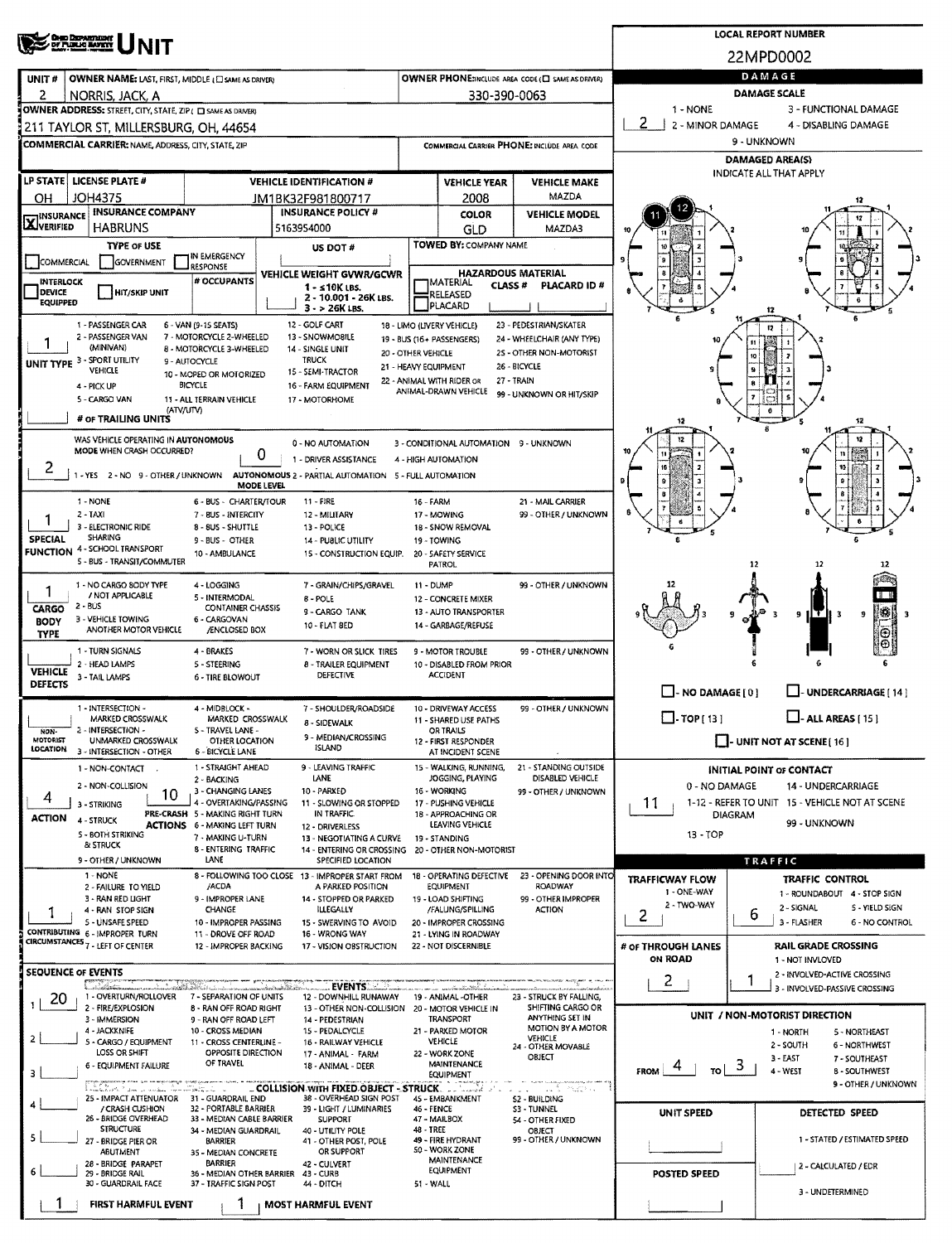# UNIT

**LOCAL REPORT NUMBER:** 22MPD0002

| UNIT # | OWNER NAME: LAST, FIRST, MIDDLE (☐ SAME AS DRIVER) | OWNER PHONE: INCLUDE AREA CODE (☐ SAME AS DRIVER) |
|---|---|---|
| 2 | NORRIS, JACK, A | 330-390-0063 |

**OWNER ADDRESS:** STREET, CITY, STATE, ZIP (☐ SAME AS DRIVER)
211 TAYLOR ST, MILLERSBURG, OH, 44654

**COMMERCIAL CARRIER:** NAME, ADDRESS, CITY, STATE, ZIP — **COMMERCIAL CARRIER PHONE:** INCLUDE AREA CODE

| LP STATE | LICENSE PLATE # | VEHICLE IDENTIFICATION # | VEHICLE YEAR | VEHICLE MAKE |
|---|---|---|---|---|
| OH | JOH4375 | JM1BK32F981800717 | 2008 | MAZDA |

| ☒ INSURANCE VERIFIED | INSURANCE COMPANY | INSURANCE POLICY # | COLOR | VEHICLE MODEL |
|---|---|---|---|---|
| | HABRUNS | 5163954000 | GLD | MAZDA3 |

**TYPE OF USE:** ☐ COMMERCIAL ☐ GOVERNMENT ☐ IN EMERGENCY RESPONSE
**US DOT #:**
**TOWED BY:** COMPANY NAME
☐ INTERLOCK DEVICE EQUIPPED ☐ HIT/SKIP UNIT
**# OCCUPANTS:**
**VEHICLE WEIGHT GVWR/GCWR:** 1 - ≤10K LBS. 2 - 10,001 - 26K LBS. 3 - > 26K LBS.
**HAZARDOUS MATERIAL:** ☐ MATERIAL CLASS # ☐ RELEASED ☐ PLACARD — PLACARD ID #

**UNIT TYPE:** 1
1 - PASSENGER CAR, 2 - PASSENGER VAN (MINIVAN), 3 - SPORT UTILITY VEHICLE, 4 - PICK UP, 5 - CARGO VAN, 6 - VAN (9-15 SEATS), 7 - MOTORCYCLE 2-WHEELED, 8 - MOTORCYCLE 3-WHEELED, 9 - AUTOCYCLE, 10 - MOPED OR MOTORIZED BICYCLE, 11 - ALL TERRAIN VEHICLE (ATV/UTV), 12 - GOLF CART, 13 - SNOWMOBILE, 14 - SINGLE UNIT TRUCK, 15 - SEMI-TRACTOR, 16 - FARM EQUIPMENT, 17 - MOTORHOME, 18 - LIMO (LIVERY VEHICLE), 19 - BUS (16+ PASSENGERS), 20 - OTHER VEHICLE, 21 - HEAVY EQUIPMENT, 22 - ANIMAL WITH RIDER OR ANIMAL-DRAWN VEHICLE, 23 - PEDESTRIAN/SKATER, 24 - WHEELCHAIR (ANY TYPE), 25 - OTHER NON-MOTORIST, 26 - BICYCLE, 27 - TRAIN, 99 - UNKNOWN OR HIT/SKIP

**# OF TRAILING UNITS:**

**WAS VEHICLE OPERATING IN AUTONOMOUS MODE WHEN CRASH OCCURRED?** 2 (1 - YES, 2 - NO, 9 - OTHER / UNKNOWN)
**AUTONOMOUS MODE LEVEL:** 0
0 - NO AUTOMATION, 1 - DRIVER ASSISTANCE, 2 - PARTIAL AUTOMATION, 3 - CONDITIONAL AUTOMATION, 4 - HIGH AUTOMATION, 5 - FULL AUTOMATION, 9 - UNKNOWN

**SPECIAL FUNCTION:** 1
1 - NONE, 2 - TAXI, 3 - ELECTRONIC RIDE SHARING, 4 - SCHOOL TRANSPORT, 5 - BUS - TRANSIT/COMMUTER, 6 - BUS - CHARTER/TOUR, 7 - BUS - INTERCITY, 8 - BUS - SHUTTLE, 9 - BUS - OTHER, 10 - AMBULANCE, 11 - FIRE, 12 - MILITARY, 13 - POLICE, 14 - PUBLIC UTILITY, 15 - CONSTRUCTION EQUIP., 16 - FARM, 17 - MOWING, 18 - SNOW REMOVAL, 19 - TOWING, 20 - SAFETY SERVICE PATROL, 21 - MAIL CARRIER, 99 - OTHER / UNKNOWN

**CARGO BODY TYPE:** 1
1 - NO CARGO BODY TYPE / NOT APPLICABLE, 2 - BUS, 3 - VEHICLE TOWING ANOTHER MOTOR VEHICLE, 4 - LOGGING, 5 - INTERMODAL CONTAINER CHASSIS, 6 - CARGOVAN /ENCLOSED BOX, 7 - GRAIN/CHIPS/GRAVEL, 8 - POLE, 9 - CARGO TANK, 10 - FLAT BED, 11 - DUMP, 12 - CONCRETE MIXER, 13 - AUTO TRANSPORTER, 14 - GARBAGE/REFUSE, 99 - OTHER / UNKNOWN

**VEHICLE DEFECTS:**
1 - TURN SIGNALS, 2 - HEAD LAMPS, 3 - TAIL LAMPS, 4 - BRAKES, 5 - STEERING, 6 - TIRE BLOWOUT, 7 - WORN OR SLICK TIRES, 8 - TRAILER EQUIPMENT DEFECTIVE, 9 - MOTOR TROUBLE, 10 - DISABLED FROM PRIOR ACCIDENT, 99 - OTHER / UNKNOWN

**NON-MOTORIST LOCATION:**
1 - INTERSECTION - MARKED CROSSWALK, 2 - INTERSECTION - UNMARKED CROSSWALK, 3 - INTERSECTION - OTHER, 4 - MIDBLOCK - MARKED CROSSWALK, 5 - TRAVEL LANE - OTHER LOCATION, 6 - BICYCLE LANE, 7 - SHOULDER/ROADSIDE, 8 - SIDEWALK, 9 - MEDIAN/CROSSING ISLAND, 10 - DRIVEWAY ACCESS, 11 - SHARED USE PATHS OR TRAILS, 12 - FIRST RESPONDER AT INCIDENT SCENE, 99 - OTHER / UNKNOWN

**ACTION:** 4
1 - NON-CONTACT, 2 - NON-COLLISION, 3 - STRIKING, 4 - STRUCK, 5 - BOTH STRIKING & STRUCK, 9 - OTHER / UNKNOWN

**PRE-CRASH ACTIONS:** 10
1 - STRAIGHT AHEAD, 2 - BACKING, 3 - CHANGING LANES, 4 - OVERTAKING/PASSING, 5 - MAKING RIGHT TURN, 6 - MAKING LEFT TURN, 7 - MAKING U-TURN, 8 - ENTERING TRAFFIC LANE, 9 - LEAVING TRAFFIC LANE, 10 - PARKED, 11 - SLOWING OR STOPPED IN TRAFFIC, 12 - DRIVERLESS, 13 - NEGOTIATING A CURVE, 14 - ENTERING OR CROSSING SPECIFIED LOCATION, 15 - WALKING, RUNNING, JOGGING, PLAYING, 16 - WORKING, 17 - PUSHING VEHICLE, 18 - APPROACHING OR LEAVING VEHICLE, 19 - STANDING, 20 - OTHER NON-MOTORIST, 21 - STANDING OUTSIDE DISABLED VEHICLE, 99 - OTHER / UNKNOWN

**CONTRIBUTING CIRCUMSTANCES:** 1
1 - NONE, 2 - FAILURE TO YIELD, 3 - RAN RED LIGHT, 4 - RAN STOP SIGN, 5 - UNSAFE SPEED, 6 - IMPROPER TURN, 7 - LEFT OF CENTER, 8 - FOLLOWING TOO CLOSE /ACDA, 9 - IMPROPER LANE CHANGE, 10 - IMPROPER PASSING, 11 - DROVE OFF ROAD, 12 - IMPROPER BACKING, 13 - IMPROPER START FROM A PARKED POSITION, 14 - STOPPED OR PARKED ILLEGALLY, 15 - SWERVING TO AVOID, 16 - WRONG WAY, 17 - VISION OBSTRUCTION, 18 - OPERATING DEFECTIVE EQUIPMENT, 19 - LOAD SHIFTING /FALLING/SPILLING, 20 - IMPROPER CROSSING, 21 - LYING IN ROADWAY, 22 - NOT DISCERNIBLE, 23 - OPENING DOOR INTO ROADWAY, 99 - OTHER IMPROPER ACTION

## SEQUENCE OF EVENTS

1: 20
2:
3:
4:
5:
6:

**EVENTS:** 1 - OVERTURN/ROLLOVER, 2 - FIRE/EXPLOSION, 3 - IMMERSION, 4 - JACKKNIFE, 5 - CARGO / EQUIPMENT LOSS OR SHIFT, 6 - EQUIPMENT FAILURE, 7 - SEPARATION OF UNITS, 8 - RAN OFF ROAD RIGHT, 9 - RAN OFF ROAD LEFT, 10 - CROSS MEDIAN, 11 - CROSS CENTERLINE - OPPOSITE DIRECTION OF TRAVEL, 12 - DOWNHILL RUNAWAY, 13 - OTHER NON-COLLISION, 14 - PEDESTRIAN, 15 - PEDALCYCLE, 16 - RAILWAY VEHICLE, 17 - ANIMAL - FARM, 18 - ANIMAL - DEER, 19 - ANIMAL -OTHER, 20 - MOTOR VEHICLE IN TRANSPORT, 21 - PARKED MOTOR VEHICLE, 22 - WORK ZONE MAINTENANCE EQUIPMENT, 23 - STRUCK BY FALLING, SHIFTING CARGO OR ANYTHING SET IN MOTION BY A MOTOR VEHICLE, 24 - OTHER MOVABLE OBJECT

**COLLISION WITH FIXED OBJECT - STRUCK:** 25 - IMPACT ATTENUATOR / CRASH CUSHION, 26 - BRIDGE OVERHEAD STRUCTURE, 27 - BRIDGE PIER OR ABUTMENT, 28 - BRIDGE PARAPET, 29 - BRIDGE RAIL, 30 - GUARDRAIL FACE, 31 - GUARDRAIL END, 32 - PORTABLE BARRIER, 33 - MEDIAN CABLE BARRIER, 34 - MEDIAN GUARDRAIL BARRIER, 35 - MEDIAN CONCRETE BARRIER, 36 - MEDIAN OTHER BARRIER, 37 - TRAFFIC SIGN POST, 38 - OVERHEAD SIGN POST, 39 - LIGHT / LUMINARIES SUPPORT, 40 - UTILITY POLE, 41 - OTHER POST, POLE OR SUPPORT, 42 - CULVERT, 43 - CURB, 44 - DITCH, 45 - EMBANKMENT, 46 - FENCE, 47 - MAILBOX, 48 - TREE, 49 - FIRE HYDRANT, 50 - WORK ZONE MAINTENANCE EQUIPMENT, 51 - WALL, 52 - BUILDING, 53 - TUNNEL, 54 - OTHER FIXED OBJECT, 99 - OTHER / UNKNOWN

**FIRST HARMFUL EVENT:** 1 — **MOST HARMFUL EVENT:** 1

## DAMAGE

**DAMAGE SCALE:** 2
1 - NONE, 2 - MINOR DAMAGE, 3 - FUNCTIONAL DAMAGE, 4 - DISABLING DAMAGE, 9 - UNKNOWN

**DAMAGED AREA(S)** — INDICATE ALL THAT APPLY: 11, 12

☐ - NO DAMAGE [0] ☐ - UNDERCARRIAGE [14] ☐ - TOP [13] ☐ - ALL AREAS [15] ☐ - UNIT NOT AT SCENE [16]

**INITIAL POINT OF CONTACT:** 11
0 - NO DAMAGE, 1-12 - REFER TO UNIT DIAGRAM, 13 - TOP, 14 - UNDERCARRIAGE, 15 - VEHICLE NOT AT SCENE, 99 - UNKNOWN

## TRAFFIC

**TRAFFICWAY FLOW:** 2 (1 - ONE-WAY, 2 - TWO-WAY)
**TRAFFIC CONTROL:** 6 (1 - ROUNDABOUT, 2 - SIGNAL, 3 - FLASHER, 4 - STOP SIGN, 5 - YIELD SIGN, 6 - NO CONTROL)
**# OF THROUGH LANES ON ROAD:** 2
**RAIL GRADE CROSSING:** 1 (1 - NOT INVOLVED, 2 - INVOLVED-ACTIVE CROSSING, 3 - INVOLVED-PASSIVE CROSSING)

**UNIT / NON-MOTORIST DIRECTION:** FROM 4 TO 3
1 - NORTH, 2 - SOUTH, 3 - EAST, 4 - WEST, 5 - NORTHEAST, 6 - NORTHWEST, 7 - SOUTHEAST, 8 - SOUTHWEST, 9 - OTHER / UNKNOWN

**UNIT SPEED:**
**POSTED SPEED:**
**DETECTED SPEED:** 1 - STATED / ESTIMATED SPEED, 2 - CALCULATED / EDR, 3 - UNDETERMINED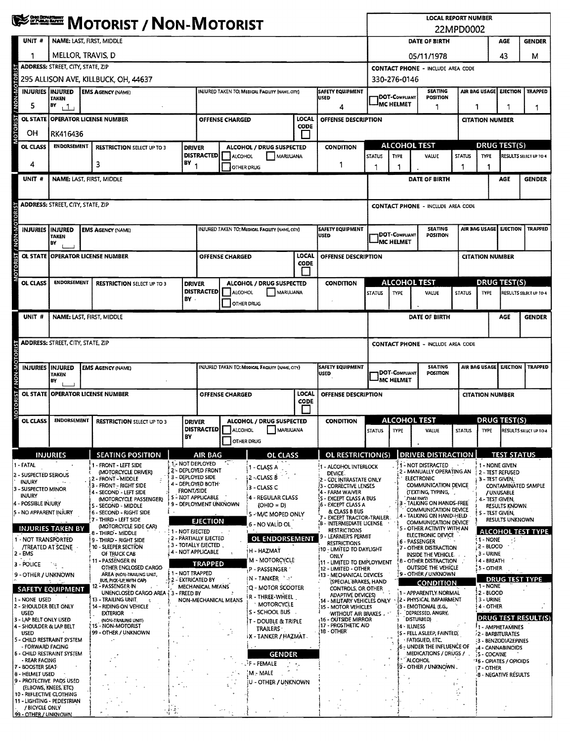# MOTORIST / NON-MOTORIST

**LOCAL REPORT NUMBER:** 22MPD0002

## Motorist / Non-Motorist — Unit 1

| UNIT # | NAME: LAST, FIRST, MIDDLE | DATE OF BIRTH | AGE | GENDER |
|---|---|---|---|---|
| 1 | MELLOR, TRAVIS, D | 05/11/1978 | 43 | M |

| ADDRESS: STREET, CITY, STATE, ZIP | CONTACT PHONE - INCLUDE AREA CODE |
|---|---|
| 295 ALLISON AVE, KILLBUCK, OH, 44637 | 330-276-0146 |

| INJURIES | INJURED TAKEN BY | EMS AGENCY (NAME) | INJURED TAKEN TO: MEDICAL FACILITY (NAME, CITY) | SAFETY EQUIPMENT USED | DOT-COMPLIANT MC HELMET | SEATING POSITION | AIR BAG USAGE | EJECTION | TRAPPED |
|---|---|---|---|---|---|---|---|---|---|
| 5 | 1 | | | 4 | | 1 | 1 | 1 | 1 |

| OL STATE | OPERATOR LICENSE NUMBER | OFFENSE CHARGED | LOCAL CODE | OFFENSE DESCRIPTION | CITATION NUMBER |
|---|---|---|---|---|---|
| OH | RK416436 | | | | |

| OL CLASS | ENDORSEMENT | RESTRICTION SELECT UP TO 3 | DRIVER DISTRACTED BY | ALCOHOL / DRUG SUSPECTED | CONDITION | ALCOHOL TEST STATUS | ALCOHOL TEST TYPE | ALCOHOL TEST VALUE | DRUG TEST STATUS | DRUG TEST TYPE | DRUG TEST RESULTS SELECT UP TO 4 |
|---|---|---|---|---|---|---|---|---|---|---|---|
| 4 | | 3 | 1 | ☐ ALCOHOL ☐ MARIJUANA ☐ OTHER DRUG | 1 | 1 | 1 | | 1 | 1 | |

## Motorist / Non-Motorist — (blank unit)

| UNIT # | NAME: LAST, FIRST, MIDDLE | DATE OF BIRTH | AGE | GENDER |
|---|---|---|---|---|
| | | | | |

ADDRESS: STREET, CITY, STATE, ZIP — CONTACT PHONE - INCLUDE AREA CODE

INJURIES | INJURED TAKEN BY | EMS AGENCY (NAME) | INJURED TAKEN TO: MEDICAL FACILITY (NAME, CITY) | SAFETY EQUIPMENT USED | DOT-COMPLIANT MC HELMET | SEATING POSITION | AIR BAG USAGE | EJECTION | TRAPPED

OL STATE | OPERATOR LICENSE NUMBER | OFFENSE CHARGED | LOCAL CODE | OFFENSE DESCRIPTION | CITATION NUMBER

OL CLASS | ENDORSEMENT | RESTRICTION SELECT UP TO 3 | DRIVER DISTRACTED BY | ALCOHOL / DRUG SUSPECTED (☐ ALCOHOL ☐ MARIJUANA ☐ OTHER DRUG) | CONDITION | ALCOHOL TEST (STATUS, TYPE, VALUE) | DRUG TEST(S) (STATUS, TYPE, RESULTS SELECT UP TO 4)

## Motorist / Non-Motorist — (blank unit)

| UNIT # | NAME: LAST, FIRST, MIDDLE | DATE OF BIRTH | AGE | GENDER |
|---|---|---|---|---|
| | | | | |

ADDRESS: STREET, CITY, STATE, ZIP — CONTACT PHONE - INCLUDE AREA CODE

INJURIES | INJURED TAKEN BY | EMS AGENCY (NAME) | INJURED TAKEN TO: MEDICAL FACILITY (NAME, CITY) | SAFETY EQUIPMENT USED | DOT-COMPLIANT MC HELMET | SEATING POSITION | AIR BAG USAGE | EJECTION | TRAPPED

OL STATE | OPERATOR LICENSE NUMBER | OFFENSE CHARGED | LOCAL CODE | OFFENSE DESCRIPTION | CITATION NUMBER

OL CLASS | ENDORSEMENT | RESTRICTION SELECT UP TO 3 | DRIVER DISTRACTED BY | ALCOHOL / DRUG SUSPECTED (☐ ALCOHOL ☐ MARIJUANA ☐ OTHER DRUG) | CONDITION | ALCOHOL TEST (STATUS, TYPE, VALUE) | DRUG TEST(S) (STATUS, TYPE, RESULTS SELECT UP TO 4)

## Codes

### INJURIES
1 - FATAL
2 - SUSPECTED SERIOUS INJURY
3 - SUSPECTED MINOR INJURY
4 - POSSIBLE INJURY
5 - NO APPARENT INJURY

### INJURIES TAKEN BY
1 - NOT TRANSPORTED /TREATED AT SCENE
2 - EMS
3 - POLICE
9 - OTHER / UNKNOWN

### SAFETY EQUIPMENT
1 - NONE USED
2 - SHOULDER BELT ONLY USED
3 - LAP BELT ONLY USED
4 - SHOULDER & LAP BELT USED
5 - CHILD RESTRAINT SYSTEM - FORWARD FACING
6 - CHILD RESTRAINT SYSTEM - REAR FACING
7 - BOOSTER SEAT
8 - HELMET USED
9 - PROTECTIVE PADS USED (ELBOWS, KNEES, ETC)
10 - REFLECTIVE CLOTHING
11 - LIGHTING - PEDESTRIAN / BICYCLE ONLY
99 - OTHER / UNKNOWN

### SEATING POSITION
1 - FRONT - LEFT SIDE (MOTORCYCLE DRIVER)
2 - FRONT - MIDDLE
3 - FRONT - RIGHT SIDE
4 - SECOND - LEFT SIDE (MOTORCYCLE PASSENGER)
5 - SECOND - MIDDLE
6 - SECOND - RIGHT SIDE
7 - THIRD - LEFT SIDE (MOTORCYCLE SIDE CAR)
8 - THIRD - MIDDLE
9 - THIRD - RIGHT SIDE
10 - SLEEPER SECTION OF TRUCK CAB
11 - PASSENGER IN OTHER ENCLOSED CARGO AREA (NON-TRAILING UNIT, BUS, PICK-UP WITH CAP)
12 - PASSENGER IN UNENCLOSED CARGO AREA
13 - TRAILING UNIT
14 - RIDING ON VEHICLE EXTERIOR (NON-TRAILING UNIT)
15 - NON-MOTORIST
99 - OTHER / UNKNOWN

### AIR BAG
1 - NOT DEPLOYED
2 - DEPLOYED FRONT
3 - DEPLOYED SIDE
4 - DEPLOYED BOTH FRONT/SIDE
5 - NOT APPLICABLE
9 - DEPLOYMENT UNKNOWN

### EJECTION
1 - NOT EJECTED
2 - PARTIALLY EJECTED
3 - TOTALLY EJECTED
4 - NOT APPLICABLE

### TRAPPED
1 - NOT TRAPPED
2 - EXTRICATED BY MECHANICAL MEANS
3 - FREED BY NON-MECHANICAL MEANS

### OL CLASS
1 - CLASS A
2 - CLASS B
3 - CLASS C
4 - REGULAR CLASS (OHIO = D)
5 - M/C MOPED ONLY
6 - NO VALID OL

### OL ENDORSEMENT
H - HAZMAT
M - MOTORCYCLE
P - PASSENGER
N - TANKER
Q - MOTOR SCOOTER
R - THREE-WHEEL MOTORCYCLE
S - SCHOOL BUS
T - DOUBLE & TRIPLE TRAILERS
X - TANKER / HAZMAT

### GENDER
F - FEMALE
M - MALE
U - OTHER / UNKNOWN

### OL RESTRICTION(S)
1 - ALCOHOL INTERLOCK DEVICE
2 - CDL INTRASTATE ONLY
3 - CORRECTIVE LENSES
4 - FARM WAIVER
5 - EXCEPT CLASS A BUS
6 - EXCEPT CLASS A & CLASS B BUS
7 - EXCEPT TRACTOR-TRAILER
8 - INTERMEDIATE LICENSE RESTRICTIONS
9 - LEARNER'S PERMIT RESTRICTIONS
10 - LIMITED TO DAYLIGHT ONLY
11 - LIMITED TO EMPLOYMENT
12 - LIMITED - OTHER
13 - MECHANICAL DEVICES (SPECIAL BRAKES, HAND CONTROLS, OR OTHER ADAPTIVE DEVICES)
14 - MILITARY VEHICLES ONLY
15 - MOTOR VEHICLES WITHOUT AIR BRAKES
16 - OUTSIDE MIRROR
17 - PROSTHETIC AID
18 - OTHER

### DRIVER DISTRACTION
1 - NOT DISTRACTED
2 - MANUALLY OPERATING AN ELECTRONIC COMMUNICATION DEVICE (TEXTING, TYPING, DIALING)
3 - TALKING ON HANDS-FREE COMMUNICATION DEVICE
4 - TALKING ON HAND-HELD COMMUNICATION DEVICE
5 - OTHER ACTIVITY WITH AN ELECTRONIC DEVICE
6 - PASSENGER
7 - OTHER DISTRACTION INSIDE THE VEHICLE
8 - OTHER DISTRACTION OUTSIDE THE VEHICLE
9 - OTHER / UNKNOWN

### CONDITION
1 - APPARENTLY NORMAL
2 - PHYSICAL IMPAIRMENT
3 - EMOTIONAL (E.G., DEPRESSED, ANGRY, DISTURBED)
4 - ILLNESS
5 - FELL ASLEEP, FAINTED, FATIGUED, ETC.
6 - UNDER THE INFLUENCE OF MEDICATIONS / DRUGS / ALCOHOL
9 - OTHER / UNKNOWN

### TEST STATUS
1 - NONE GIVEN
2 - TEST REFUSED
3 - TEST GIVEN, CONTAMINATED SAMPLE / UNUSABLE
4 - TEST GIVEN, RESULTS KNOWN
5 - TEST GIVEN, RESULTS UNKNOWN

### ALCOHOL TEST TYPE
1 - NONE
2 - BLOOD
3 - URINE
4 - BREATH
5 - OTHER

### DRUG TEST TYPE
1 - NONE
2 - BLOOD
3 - URINE
4 - OTHER

### DRUG TEST RESULT(S)
1 - AMPHETAMINES
2 - BARBITURATES
3 - BENZODIAZEPINES
4 - CANNABINOIDS
5 - COCAINE
6 - OPIATES / OPIOIDS
7 - OTHER
8 - NEGATIVE RESULTS